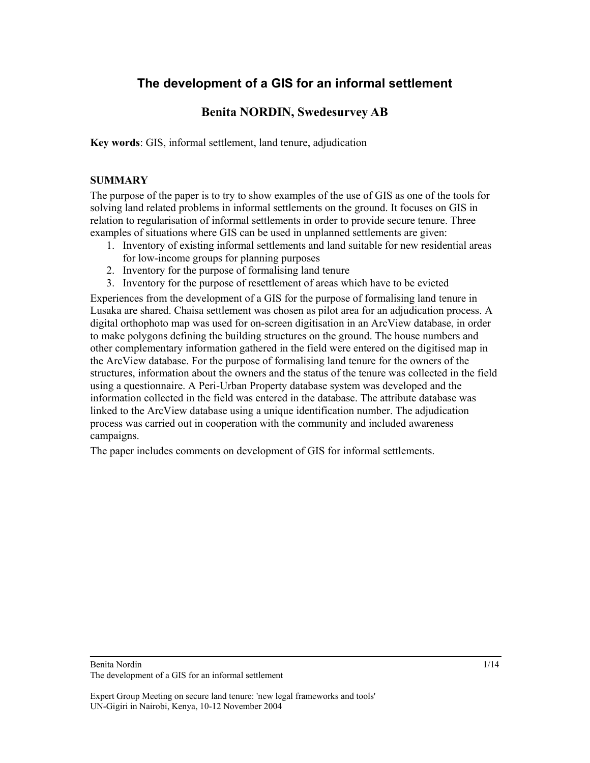# The development of a GIS for an informal settlement

## Benita NORDIN, Swedesurvey AB

**Key words**: GIS, informal settlement, land tenure, adjudication

**SUMMARY**

The purpose of the paper is to try to show examples of the use of GIS as one of the tools for solving land related problems in informal settlements on the ground. It focuses on GIS in relation to regularisation of informal settlements in order to provide secure tenure. Three examples of situations where GIS can be used in unplanned settlements are given:

1. Inventory of existing informal settlements and land suitable for new residential areas for low-income groups for planning purposes
2. Inventory for the purpose of formalising land tenure
3. Inventory for the purpose of resettlement of areas which have to be evicted

Experiences from the development of a GIS for the purpose of formalising land tenure in Lusaka are shared. Chaisa settlement was chosen as pilot area for an adjudication process. A digital orthophoto map was used for on-screen digitisation in an ArcView database, in order to make polygons defining the building structures on the ground. The house numbers and other complementary information gathered in the field were entered on the digitised map in the ArcView database. For the purpose of formalising land tenure for the owners of the structures, information about the owners and the status of the tenure was collected in the field using a questionnaire. A Peri-Urban Property database system was developed and the information collected in the field was entered in the database. The attribute database was linked to the ArcView database using a unique identification number. The adjudication process was carried out in cooperation with the community and included awareness campaigns.

The paper includes comments on development of GIS for informal settlements.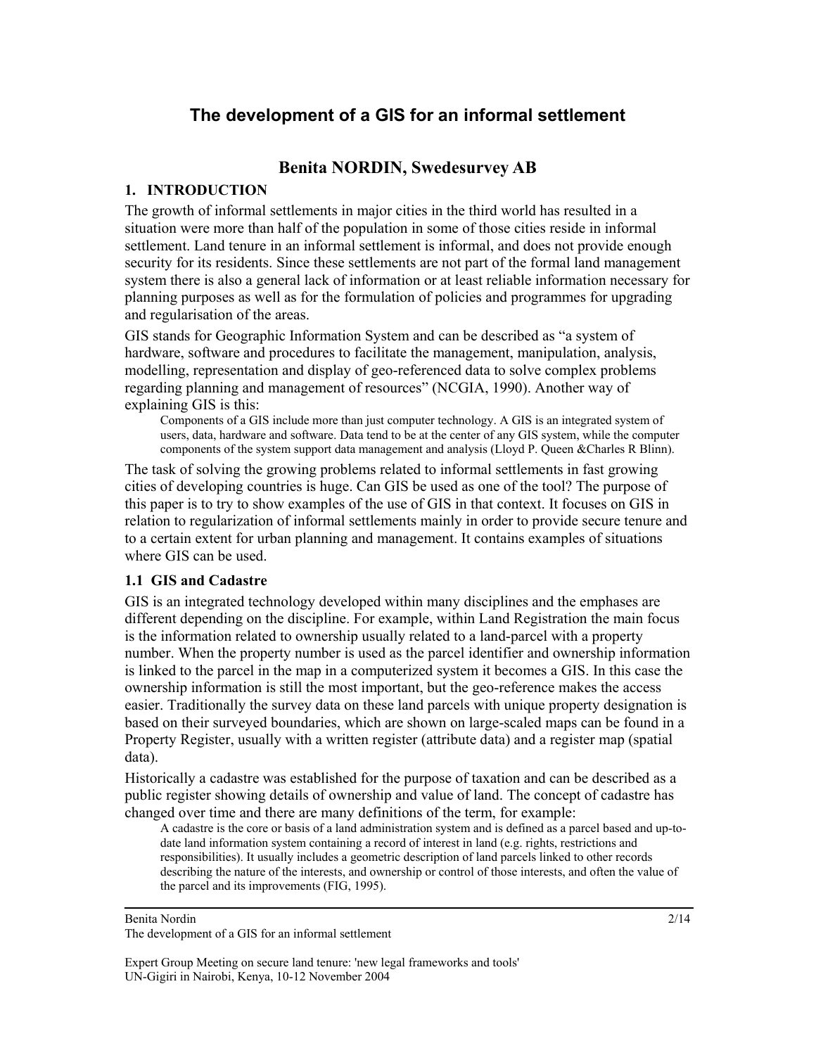# The development of a GIS for an informal settlement

## Benita NORDIN, Swedesurvey AB

### 1. INTRODUCTION

The growth of informal settlements in major cities in the third world has resulted in a situation were more than half of the population in some of those cities reside in informal settlement. Land tenure in an informal settlement is informal, and does not provide enough security for its residents. Since these settlements are not part of the formal land management system there is also a general lack of information or at least reliable information necessary for planning purposes as well as for the formulation of policies and programmes for upgrading and regularisation of the areas.

GIS stands for Geographic Information System and can be described as "a system of hardware, software and procedures to facilitate the management, manipulation, analysis, modelling, representation and display of geo-referenced data to solve complex problems regarding planning and management of resources" (NCGIA, 1990). Another way of explaining GIS is this:

> Components of a GIS include more than just computer technology. A GIS is an integrated system of users, data, hardware and software. Data tend to be at the center of any GIS system, while the computer components of the system support data management and analysis (Lloyd P. Queen &Charles R Blinn).

The task of solving the growing problems related to informal settlements in fast growing cities of developing countries is huge. Can GIS be used as one of the tool? The purpose of this paper is to try to show examples of the use of GIS in that context. It focuses on GIS in relation to regularization of informal settlements mainly in order to provide secure tenure and to a certain extent for urban planning and management. It contains examples of situations where GIS can be used.

### 1.1 GIS and Cadastre

GIS is an integrated technology developed within many disciplines and the emphases are different depending on the discipline. For example, within Land Registration the main focus is the information related to ownership usually related to a land-parcel with a property number. When the property number is used as the parcel identifier and ownership information is linked to the parcel in the map in a computerized system it becomes a GIS. In this case the ownership information is still the most important, but the geo-reference makes the access easier. Traditionally the survey data on these land parcels with unique property designation is based on their surveyed boundaries, which are shown on large-scaled maps can be found in a Property Register, usually with a written register (attribute data) and a register map (spatial data).

Historically a cadastre was established for the purpose of taxation and can be described as a public register showing details of ownership and value of land. The concept of cadastre has changed over time and there are many definitions of the term, for example:

> A cadastre is the core or basis of a land administration system and is defined as a parcel based and up-to-date land information system containing a record of interest in land (e.g. rights, restrictions and responsibilities). It usually includes a geometric description of land parcels linked to other records describing the nature of the interests, and ownership or control of those interests, and often the value of the parcel and its improvements (FIG, 1995).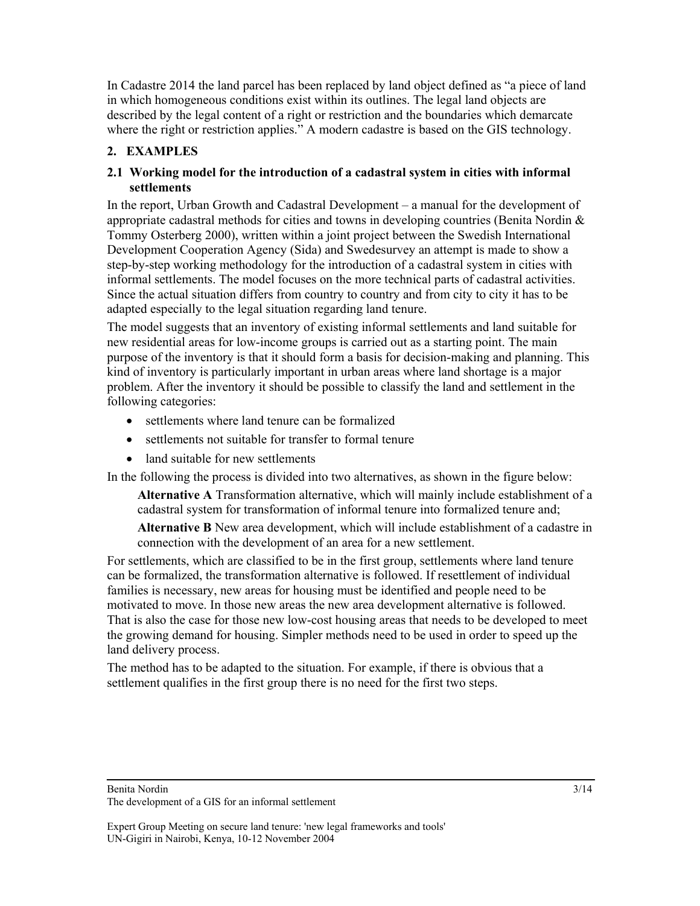In Cadastre 2014 the land parcel has been replaced by land object defined as "a piece of land in which homogeneous conditions exist within its outlines. The legal land objects are described by the legal content of a right or restriction and the boundaries which demarcate where the right or restriction applies." A modern cadastre is based on the GIS technology.

## 2. EXAMPLES

### 2.1 Working model for the introduction of a cadastral system in cities with informal settlements

In the report, Urban Growth and Cadastral Development – a manual for the development of appropriate cadastral methods for cities and towns in developing countries (Benita Nordin & Tommy Osterberg 2000), written within a joint project between the Swedish International Development Cooperation Agency (Sida) and Swedesurvey an attempt is made to show a step-by-step working methodology for the introduction of a cadastral system in cities with informal settlements. The model focuses on the more technical parts of cadastral activities. Since the actual situation differs from country to country and from city to city it has to be adapted especially to the legal situation regarding land tenure.

The model suggests that an inventory of existing informal settlements and land suitable for new residential areas for low-income groups is carried out as a starting point. The main purpose of the inventory is that it should form a basis for decision-making and planning. This kind of inventory is particularly important in urban areas where land shortage is a major problem. After the inventory it should be possible to classify the land and settlement in the following categories:

- settlements where land tenure can be formalized
- settlements not suitable for transfer to formal tenure
- land suitable for new settlements

In the following the process is divided into two alternatives, as shown in the figure below:

**Alternative A** Transformation alternative, which will mainly include establishment of a cadastral system for transformation of informal tenure into formalized tenure and;

**Alternative B** New area development, which will include establishment of a cadastre in connection with the development of an area for a new settlement.

For settlements, which are classified to be in the first group, settlements where land tenure can be formalized, the transformation alternative is followed. If resettlement of individual families is necessary, new areas for housing must be identified and people need to be motivated to move. In those new areas the new area development alternative is followed. That is also the case for those new low-cost housing areas that needs to be developed to meet the growing demand for housing. Simpler methods need to be used in order to speed up the land delivery process.

The method has to be adapted to the situation. For example, if there is obvious that a settlement qualifies in the first group there is no need for the first two steps.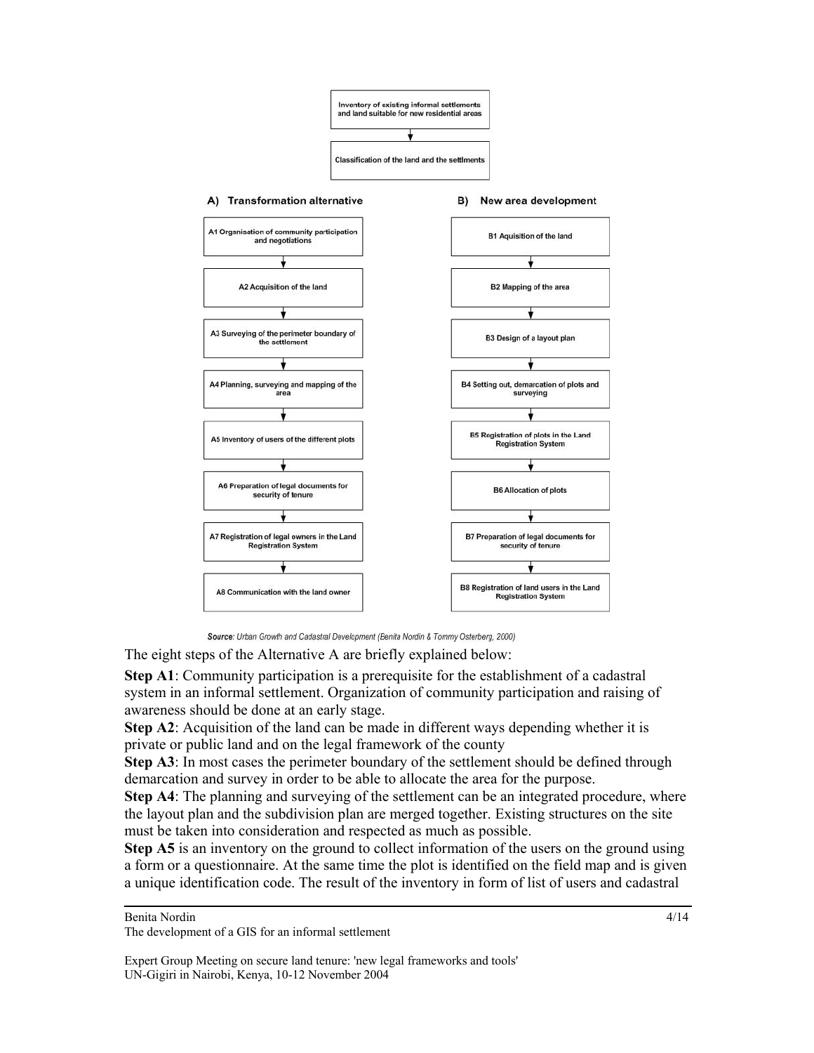Inventory of existing informal settlements and land suitable for new residential areas

↓

Classification of the land and the settlments

| A) Transformation alternative | B) New area development |
| --- | --- |
| A1 Organisation of community participation and negotiations | B1 Aquisition of the land |
| A2 Acquisition of the land | B2 Mapping of the area |
| A3 Surveying of the perimeter boundary of the settlement | B3 Design of a layout plan |
| A4 Planning, surveying and mapping of the area | B4 Setting out, demarcation of plots and surveying |
| A5 Inventory of users of the different plots | B5 Registration of plots in the Land Registration System |
| A6 Preparation of legal documents for security of tenure | B6 Allocation of plots |
| A7 Registration of legal owners in the Land Registration System | B7 Preparation of legal documents for security of tenure |
| A8 Communication with the land owner | B8 Registration of land users in the Land Registration System |

***Source**: Urban Growth and Cadastral Development (Benita Nordin & Tommy Osterberg, 2000)*

The eight steps of the Alternative A are briefly explained below:

**Step A1**: Community participation is a prerequisite for the establishment of a cadastral system in an informal settlement. Organization of community participation and raising of awareness should be done at an early stage.

**Step A2**: Acquisition of the land can be made in different ways depending whether it is private or public land and on the legal framework of the county

**Step A3**: In most cases the perimeter boundary of the settlement should be defined through demarcation and survey in order to be able to allocate the area for the purpose.

**Step A4**: The planning and surveying of the settlement can be an integrated procedure, where the layout plan and the subdivision plan are merged together. Existing structures on the site must be taken into consideration and respected as much as possible.

**Step A5** is an inventory on the ground to collect information of the users on the ground using a form or a questionnaire. At the same time the plot is identified on the field map and is given a unique identification code. The result of the inventory in form of list of users and cadastral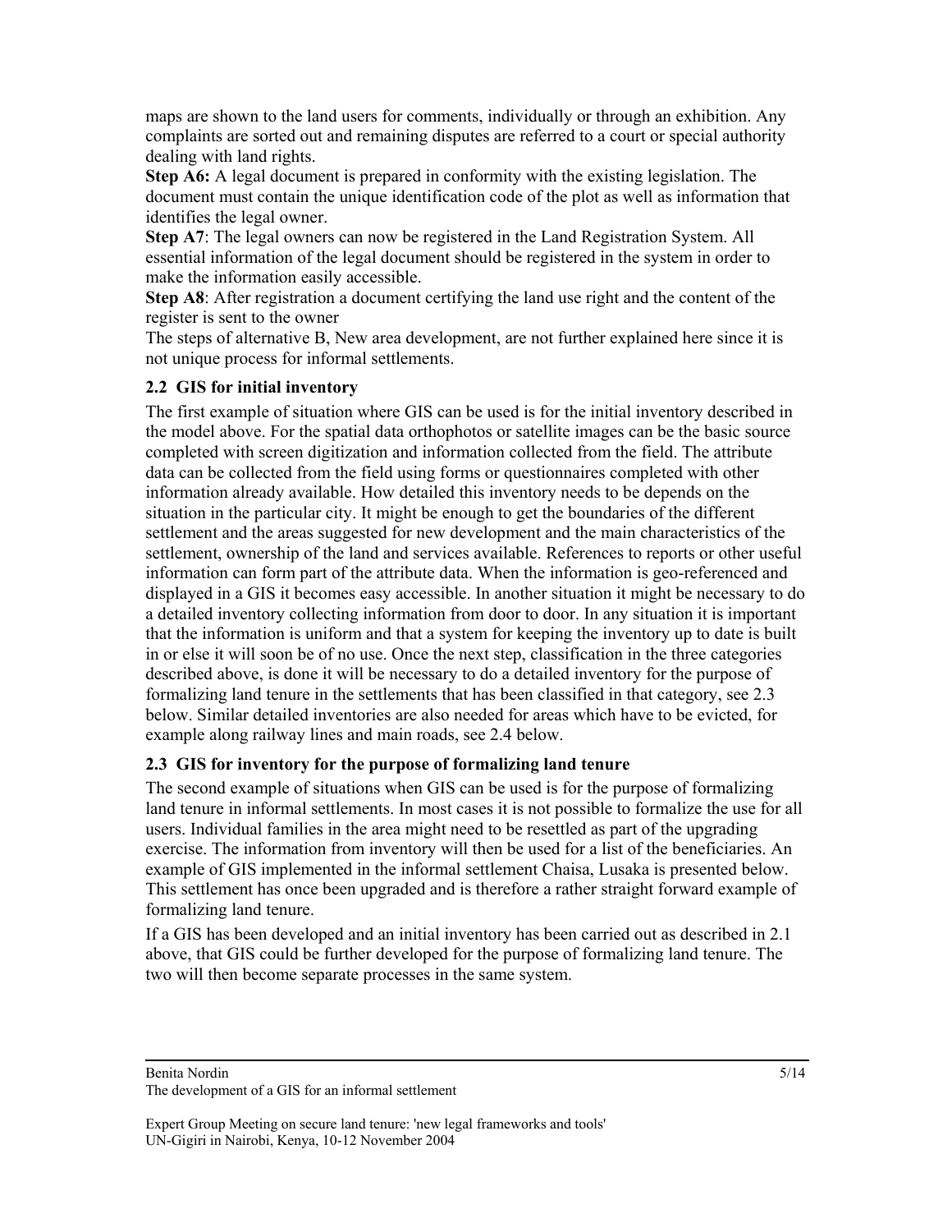maps are shown to the land users for comments, individually or through an exhibition. Any complaints are sorted out and remaining disputes are referred to a court or special authority dealing with land rights.

**Step A6:** A legal document is prepared in conformity with the existing legislation. The document must contain the unique identification code of the plot as well as information that identifies the legal owner.

**Step A7**: The legal owners can now be registered in the Land Registration System. All essential information of the legal document should be registered in the system in order to make the information easily accessible.

**Step A8**: After registration a document certifying the land use right and the content of the register is sent to the owner

The steps of alternative B, New area development, are not further explained here since it is not unique process for informal settlements.

## 2.2 GIS for initial inventory

The first example of situation where GIS can be used is for the initial inventory described in the model above. For the spatial data orthophotos or satellite images can be the basic source completed with screen digitization and information collected from the field. The attribute data can be collected from the field using forms or questionnaires completed with other information already available. How detailed this inventory needs to be depends on the situation in the particular city. It might be enough to get the boundaries of the different settlement and the areas suggested for new development and the main characteristics of the settlement, ownership of the land and services available. References to reports or other useful information can form part of the attribute data. When the information is geo-referenced and displayed in a GIS it becomes easy accessible. In another situation it might be necessary to do a detailed inventory collecting information from door to door. In any situation it is important that the information is uniform and that a system for keeping the inventory up to date is built in or else it will soon be of no use. Once the next step, classification in the three categories described above, is done it will be necessary to do a detailed inventory for the purpose of formalizing land tenure in the settlements that has been classified in that category, see 2.3 below. Similar detailed inventories are also needed for areas which have to be evicted, for example along railway lines and main roads, see 2.4 below.

## 2.3 GIS for inventory for the purpose of formalizing land tenure

The second example of situations when GIS can be used is for the purpose of formalizing land tenure in informal settlements. In most cases it is not possible to formalize the use for all users. Individual families in the area might need to be resettled as part of the upgrading exercise. The information from inventory will then be used for a list of the beneficiaries. An example of GIS implemented in the informal settlement Chaisa, Lusaka is presented below. This settlement has once been upgraded and is therefore a rather straight forward example of formalizing land tenure.

If a GIS has been developed and an initial inventory has been carried out as described in 2.1 above, that GIS could be further developed for the purpose of formalizing land tenure. The two will then become separate processes in the same system.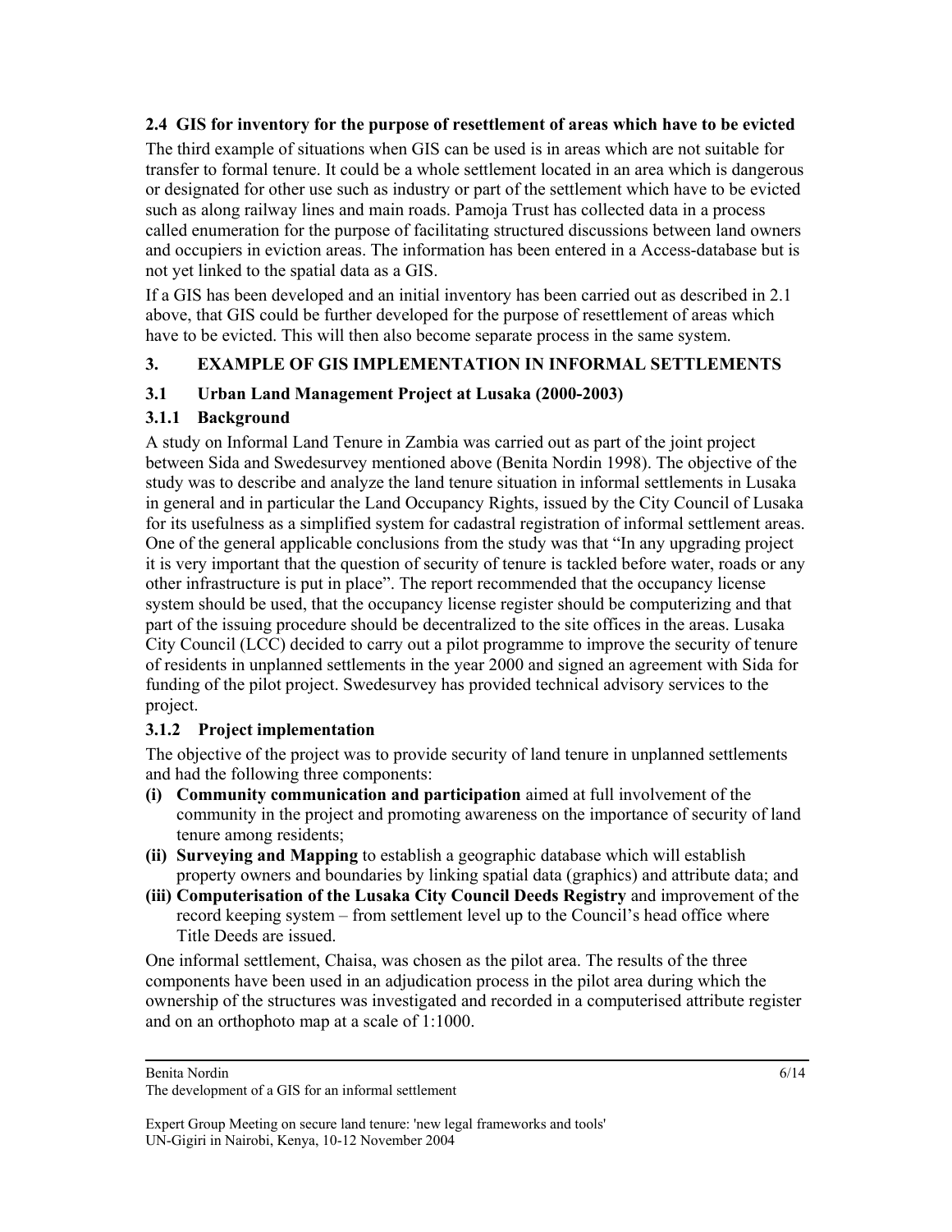### 2.4 GIS for inventory for the purpose of resettlement of areas which have to be evicted

The third example of situations when GIS can be used is in areas which are not suitable for transfer to formal tenure. It could be a whole settlement located in an area which is dangerous or designated for other use such as industry or part of the settlement which have to be evicted such as along railway lines and main roads. Pamoja Trust has collected data in a process called enumeration for the purpose of facilitating structured discussions between land owners and occupiers in eviction areas. The information has been entered in a Access-database but is not yet linked to the spatial data as a GIS.

If a GIS has been developed and an initial inventory has been carried out as described in 2.1 above, that GIS could be further developed for the purpose of resettlement of areas which have to be evicted. This will then also become separate process in the same system.

## 3. EXAMPLE OF GIS IMPLEMENTATION IN INFORMAL SETTLEMENTS

### 3.1 Urban Land Management Project at Lusaka (2000-2003)

#### 3.1.1 Background

A study on Informal Land Tenure in Zambia was carried out as part of the joint project between Sida and Swedesurvey mentioned above (Benita Nordin 1998). The objective of the study was to describe and analyze the land tenure situation in informal settlements in Lusaka in general and in particular the Land Occupancy Rights, issued by the City Council of Lusaka for its usefulness as a simplified system for cadastral registration of informal settlement areas. One of the general applicable conclusions from the study was that "In any upgrading project it is very important that the question of security of tenure is tackled before water, roads or any other infrastructure is put in place". The report recommended that the occupancy license system should be used, that the occupancy license register should be computerizing and that part of the issuing procedure should be decentralized to the site offices in the areas. Lusaka City Council (LCC) decided to carry out a pilot programme to improve the security of tenure of residents in unplanned settlements in the year 2000 and signed an agreement with Sida for funding of the pilot project. Swedesurvey has provided technical advisory services to the project.

#### 3.1.2 Project implementation

The objective of the project was to provide security of land tenure in unplanned settlements and had the following three components:

- **(i) Community communication and participation** aimed at full involvement of the community in the project and promoting awareness on the importance of security of land tenure among residents;
- **(ii) Surveying and Mapping** to establish a geographic database which will establish property owners and boundaries by linking spatial data (graphics) and attribute data; and
- **(iii) Computerisation of the Lusaka City Council Deeds Registry** and improvement of the record keeping system – from settlement level up to the Council's head office where Title Deeds are issued.

One informal settlement, Chaisa, was chosen as the pilot area. The results of the three components have been used in an adjudication process in the pilot area during which the ownership of the structures was investigated and recorded in a computerised attribute register and on an orthophoto map at a scale of 1:1000.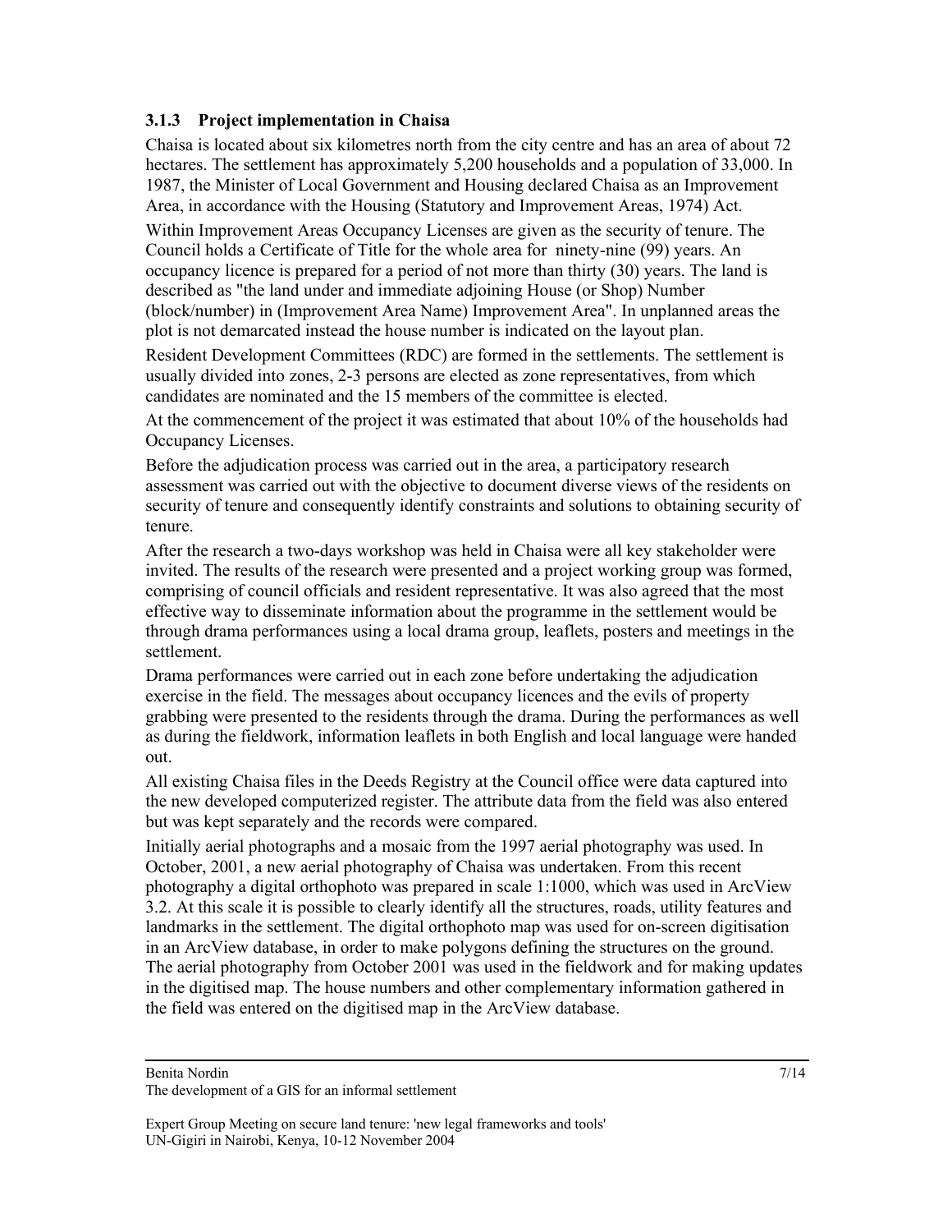### 3.1.3 Project implementation in Chaisa

Chaisa is located about six kilometres north from the city centre and has an area of about 72 hectares. The settlement has approximately 5,200 households and a population of 33,000. In 1987, the Minister of Local Government and Housing declared Chaisa as an Improvement Area, in accordance with the Housing (Statutory and Improvement Areas, 1974) Act.

Within Improvement Areas Occupancy Licenses are given as the security of tenure. The Council holds a Certificate of Title for the whole area for ninety-nine (99) years. An occupancy licence is prepared for a period of not more than thirty (30) years. The land is described as "the land under and immediate adjoining House (or Shop) Number (block/number) in (Improvement Area Name) Improvement Area". In unplanned areas the plot is not demarcated instead the house number is indicated on the layout plan.

Resident Development Committees (RDC) are formed in the settlements. The settlement is usually divided into zones, 2-3 persons are elected as zone representatives, from which candidates are nominated and the 15 members of the committee is elected.

At the commencement of the project it was estimated that about 10% of the households had Occupancy Licenses.

Before the adjudication process was carried out in the area, a participatory research assessment was carried out with the objective to document diverse views of the residents on security of tenure and consequently identify constraints and solutions to obtaining security of tenure.

After the research a two-days workshop was held in Chaisa were all key stakeholder were invited. The results of the research were presented and a project working group was formed, comprising of council officials and resident representative. It was also agreed that the most effective way to disseminate information about the programme in the settlement would be through drama performances using a local drama group, leaflets, posters and meetings in the settlement.

Drama performances were carried out in each zone before undertaking the adjudication exercise in the field. The messages about occupancy licences and the evils of property grabbing were presented to the residents through the drama. During the performances as well as during the fieldwork, information leaflets in both English and local language were handed out.

All existing Chaisa files in the Deeds Registry at the Council office were data captured into the new developed computerized register. The attribute data from the field was also entered but was kept separately and the records were compared.

Initially aerial photographs and a mosaic from the 1997 aerial photography was used. In October, 2001, a new aerial photography of Chaisa was undertaken. From this recent photography a digital orthophoto was prepared in scale 1:1000, which was used in ArcView 3.2. At this scale it is possible to clearly identify all the structures, roads, utility features and landmarks in the settlement. The digital orthophoto map was used for on-screen digitisation in an ArcView database, in order to make polygons defining the structures on the ground. The aerial photography from October 2001 was used in the fieldwork and for making updates in the digitised map. The house numbers and other complementary information gathered in the field was entered on the digitised map in the ArcView database.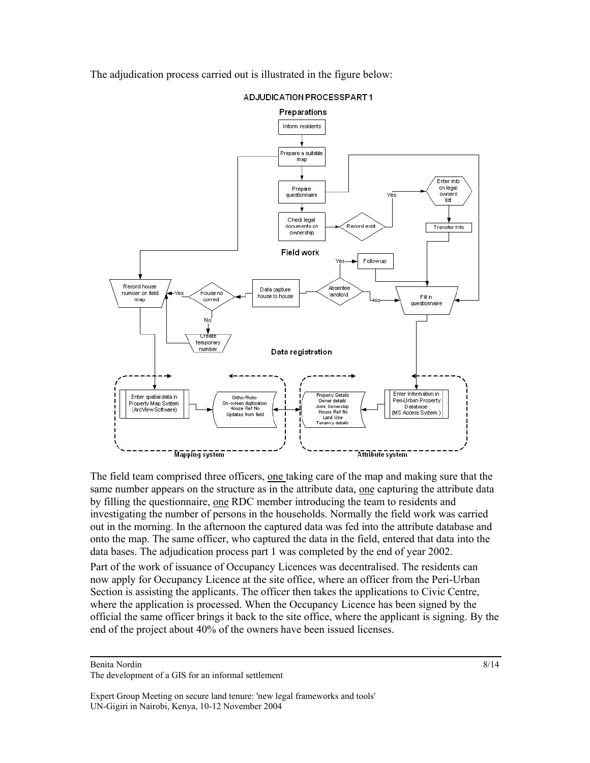The adjudication process carried out is illustrated in the figure below:

ADJUDICATION PROCESSPART 1

Preparations

Inform residents

Prepare a suitable map

Prepare questionnaire

Check legal documents on ownership

Record exist

Yes

Enter info on legal owners' list

Transfer Info

Field work

Followup

Yes

Absentee landlord

No

Fill in questionnaire

Data capture house to house

House no correct

Yes

Record house number on field map

No

Create temporary number

Data registration

Enter spatial data in Property Map System (ArcView Software)

Ortho-Photo
On-screen digitisation
House Ref No
Updates from field

Property Details
Owner details
Joint Ownership
House Ref No
Land Use
Tenancy details

Enter information in Peri-Urban Property Database (MS Access System)

Mapping system

Attribute system

The field team comprised three officers, one taking care of the map and making sure that the same number appears on the structure as in the attribute data, one capturing the attribute data by filling the questionnaire, one RDC member introducing the team to residents and investigating the number of persons in the households. Normally the field work was carried out in the morning. In the afternoon the captured data was fed into the attribute database and onto the map. The same officer, who captured the data in the field, entered that data into the data bases. The adjudication process part 1 was completed by the end of year 2002.

Part of the work of issuance of Occupancy Licences was decentralised. The residents can now apply for Occupancy Licence at the site office, where an officer from the Peri-Urban Section is assisting the applicants. The officer then takes the applications to Civic Centre, where the application is processed. When the Occupancy Licence has been signed by the official the same officer brings it back to the site office, where the applicant is signing. By the end of the project about 40% of the owners have been issued licenses.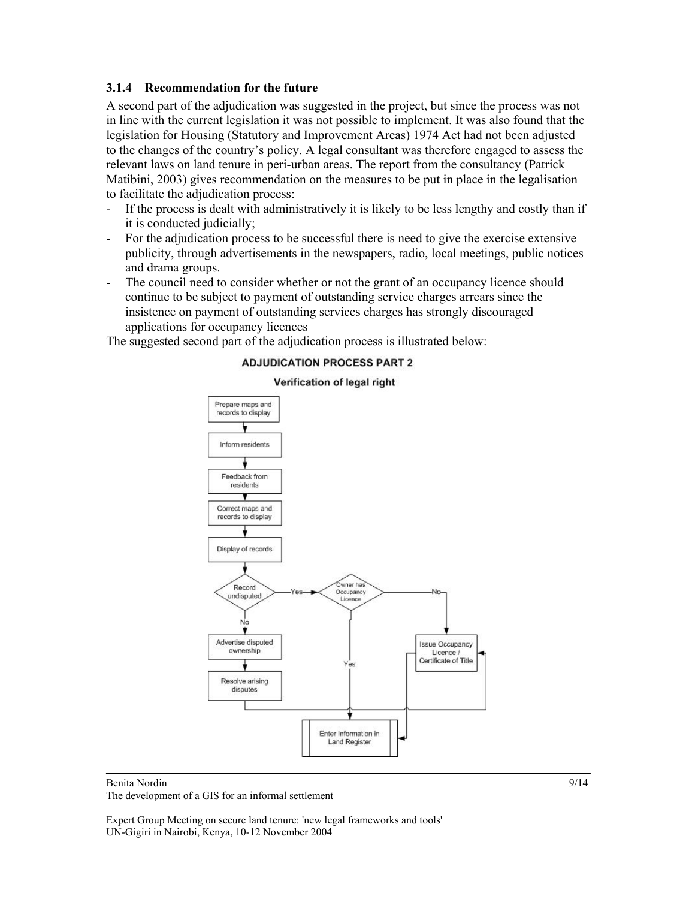### 3.1.4 Recommendation for the future

A second part of the adjudication was suggested in the project, but since the process was not in line with the current legislation it was not possible to implement. It was also found that the legislation for Housing (Statutory and Improvement Areas) 1974 Act had not been adjusted to the changes of the country's policy. A legal consultant was therefore engaged to assess the relevant laws on land tenure in peri-urban areas. The report from the consultancy (Patrick Matibini, 2003) gives recommendation on the measures to be put in place in the legalisation to facilitate the adjudication process:

- If the process is dealt with administratively it is likely to be less lengthy and costly than if it is conducted judicially;
- For the adjudication process to be successful there is need to give the exercise extensive publicity, through advertisements in the newspapers, radio, local meetings, public notices and drama groups.
- The council need to consider whether or not the grant of an occupancy licence should continue to be subject to payment of outstanding service charges arrears since the insistence on payment of outstanding services charges has strongly discouraged applications for occupancy licences

The suggested second part of the adjudication process is illustrated below:

**ADJUDICATION PROCESS PART 2**

**Verification of legal right**

Prepare maps and records to display → Inform residents → Feedback from residents → Correct maps and records to display → Display of records → Record undisputed?

- Record undisputed — Yes → Owner has Occupancy Licence?
  - Yes → Enter Information in Land Register
  - No → Issue Occupancy Licence / Certificate of Title → Enter Information in Land Register
- Record undisputed — No → Advertise disputed ownership → Resolve arising disputes → Issue Occupancy Licence / Certificate of Title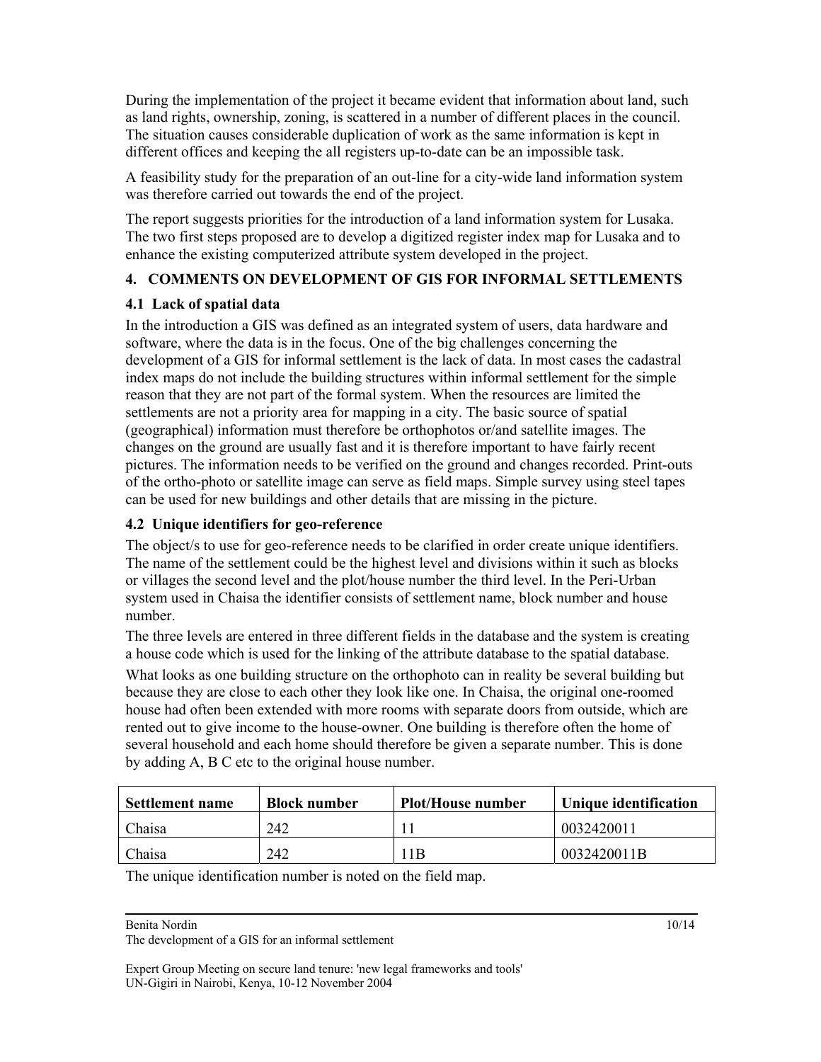During the implementation of the project it became evident that information about land, such as land rights, ownership, zoning, is scattered in a number of different places in the council. The situation causes considerable duplication of work as the same information is kept in different offices and keeping the all registers up-to-date can be an impossible task.

A feasibility study for the preparation of an out-line for a city-wide land information system was therefore carried out towards the end of the project.

The report suggests priorities for the introduction of a land information system for Lusaka. The two first steps proposed are to develop a digitized register index map for Lusaka and to enhance the existing computerized attribute system developed in the project.

## 4. COMMENTS ON DEVELOPMENT OF GIS FOR INFORMAL SETTLEMENTS

### 4.1 Lack of spatial data

In the introduction a GIS was defined as an integrated system of users, data hardware and software, where the data is in the focus. One of the big challenges concerning the development of a GIS for informal settlement is the lack of data. In most cases the cadastral index maps do not include the building structures within informal settlement for the simple reason that they are not part of the formal system. When the resources are limited the settlements are not a priority area for mapping in a city. The basic source of spatial (geographical) information must therefore be orthophotos or/and satellite images. The changes on the ground are usually fast and it is therefore important to have fairly recent pictures. The information needs to be verified on the ground and changes recorded. Print-outs of the ortho-photo or satellite image can serve as field maps. Simple survey using steel tapes can be used for new buildings and other details that are missing in the picture.

### 4.2 Unique identifiers for geo-reference

The object/s to use for geo-reference needs to be clarified in order create unique identifiers. The name of the settlement could be the highest level and divisions within it such as blocks or villages the second level and the plot/house number the third level. In the Peri-Urban system used in Chaisa the identifier consists of settlement name, block number and house number.

The three levels are entered in three different fields in the database and the system is creating a house code which is used for the linking of the attribute database to the spatial database.

What looks as one building structure on the orthophoto can in reality be several building but because they are close to each other they look like one. In Chaisa, the original one-roomed house had often been extended with more rooms with separate doors from outside, which are rented out to give income to the house-owner. One building is therefore often the home of several household and each home should therefore be given a separate number. This is done by adding A, B C etc to the original house number.

| Settlement name | Block number | Plot/House number | Unique identification |
|---|---|---|---|
| Chaisa | 242 | 11 | 0032420011 |
| Chaisa | 242 | 11B | 0032420011B |

The unique identification number is noted on the field map.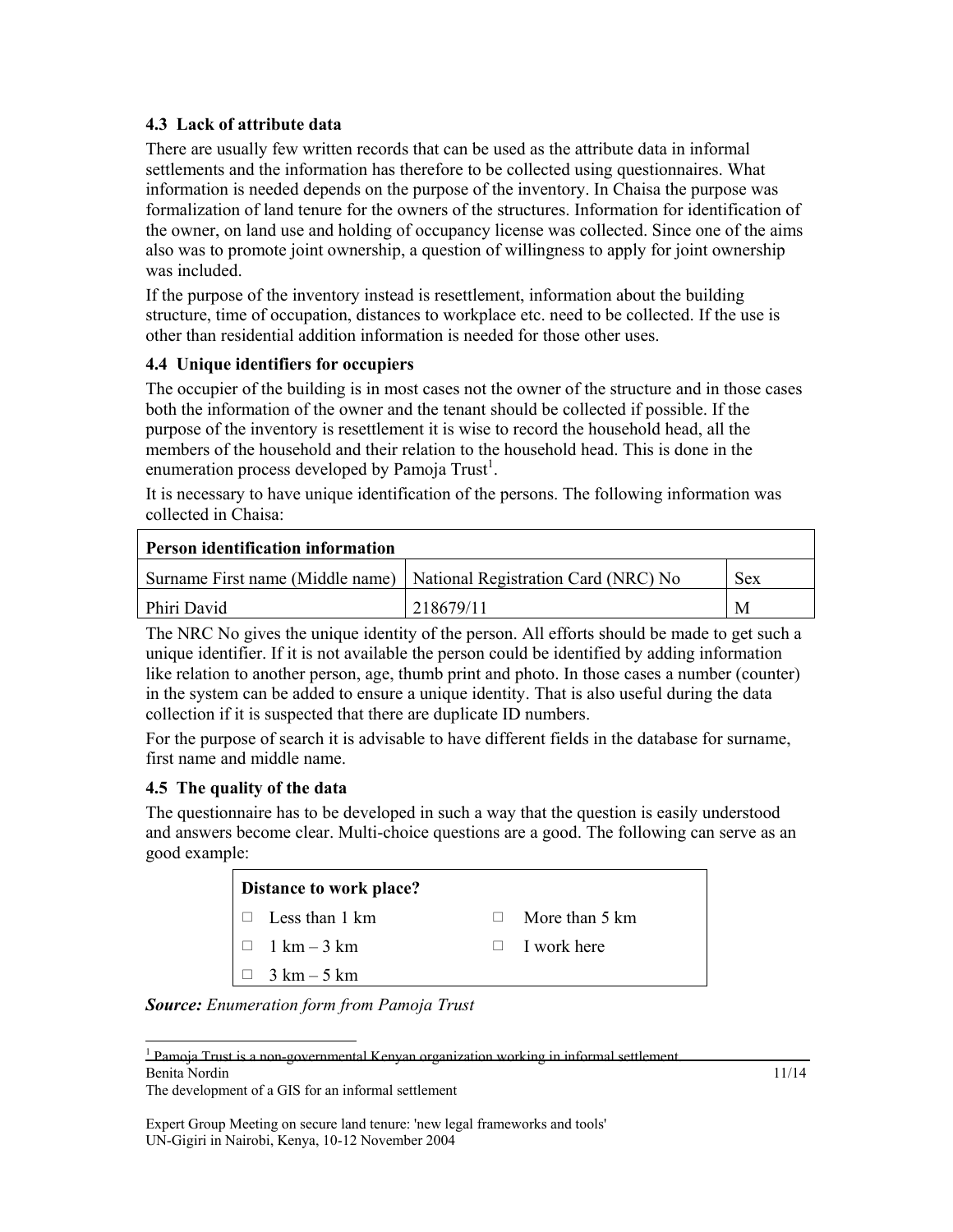### 4.3 Lack of attribute data

There are usually few written records that can be used as the attribute data in informal settlements and the information has therefore to be collected using questionnaires. What information is needed depends on the purpose of the inventory. In Chaisa the purpose was formalization of land tenure for the owners of the structures. Information for identification of the owner, on land use and holding of occupancy license was collected. Since one of the aims also was to promote joint ownership, a question of willingness to apply for joint ownership was included.

If the purpose of the inventory instead is resettlement, information about the building structure, time of occupation, distances to workplace etc. need to be collected. If the use is other than residential addition information is needed for those other uses.

### 4.4 Unique identifiers for occupiers

The occupier of the building is in most cases not the owner of the structure and in those cases both the information of the owner and the tenant should be collected if possible. If the purpose of the inventory is resettlement it is wise to record the household head, all the members of the household and their relation to the household head. This is done in the enumeration process developed by Pamoja Trust[1].

It is necessary to have unique identification of the persons. The following information was collected in Chaisa:

| **Person identification information** | | |
|---|---|---|
| Surname First name (Middle name) | National Registration Card (NRC) No | Sex |
| Phiri David | 218679/11 | M |

The NRC No gives the unique identity of the person. All efforts should be made to get such a unique identifier. If it is not available the person could be identified by adding information like relation to another person, age, thumb print and photo. In those cases a number (counter) in the system can be added to ensure a unique identity. That is also useful during the data collection if it is suspected that there are duplicate ID numbers.

For the purpose of search it is advisable to have different fields in the database for surname, first name and middle name.

### 4.5 The quality of the data

The questionnaire has to be developed in such a way that the question is easily understood and answers become clear. Multi-choice questions are a good. The following can serve as an good example:

| **Distance to work place?** | |
|---|---|
| □ Less than 1 km | □ More than 5 km |
| □ 1 km – 3 km | □ I work here |
| □ 3 km – 5 km | |

***Source:*** *Enumeration form from Pamoja Trust*

[1] Pamoja Trust is a non-governmental Kenyan organization working in informal settlement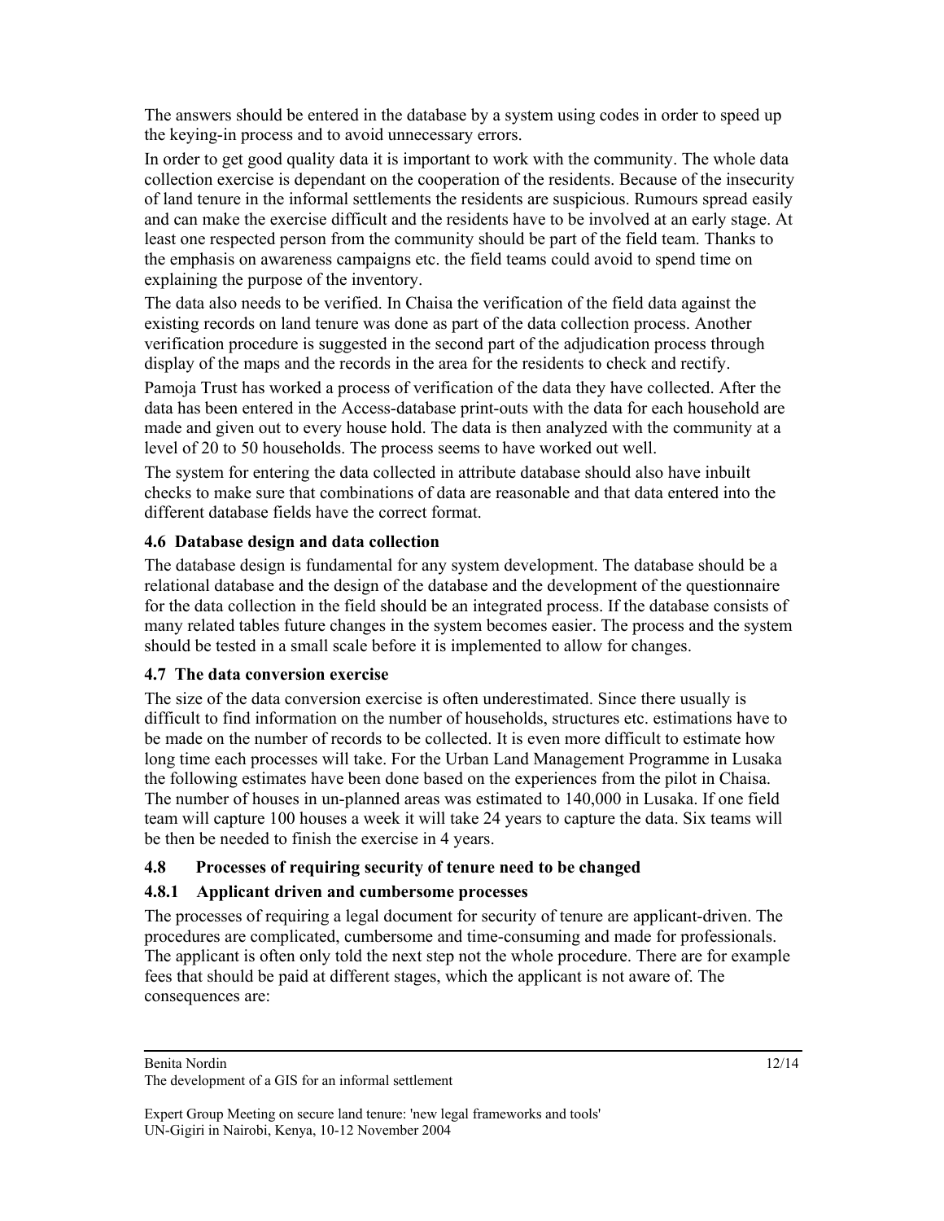The answers should be entered in the database by a system using codes in order to speed up the keying-in process and to avoid unnecessary errors.

In order to get good quality data it is important to work with the community. The whole data collection exercise is dependant on the cooperation of the residents. Because of the insecurity of land tenure in the informal settlements the residents are suspicious. Rumours spread easily and can make the exercise difficult and the residents have to be involved at an early stage. At least one respected person from the community should be part of the field team. Thanks to the emphasis on awareness campaigns etc. the field teams could avoid to spend time on explaining the purpose of the inventory.

The data also needs to be verified. In Chaisa the verification of the field data against the existing records on land tenure was done as part of the data collection process. Another verification procedure is suggested in the second part of the adjudication process through display of the maps and the records in the area for the residents to check and rectify.

Pamoja Trust has worked a process of verification of the data they have collected. After the data has been entered in the Access-database print-outs with the data for each household are made and given out to every house hold. The data is then analyzed with the community at a level of 20 to 50 households. The process seems to have worked out well.

The system for entering the data collected in attribute database should also have inbuilt checks to make sure that combinations of data are reasonable and that data entered into the different database fields have the correct format.

### 4.6 Database design and data collection

The database design is fundamental for any system development. The database should be a relational database and the design of the database and the development of the questionnaire for the data collection in the field should be an integrated process. If the database consists of many related tables future changes in the system becomes easier. The process and the system should be tested in a small scale before it is implemented to allow for changes.

### 4.7 The data conversion exercise

The size of the data conversion exercise is often underestimated. Since there usually is difficult to find information on the number of households, structures etc. estimations have to be made on the number of records to be collected. It is even more difficult to estimate how long time each processes will take. For the Urban Land Management Programme in Lusaka the following estimates have been done based on the experiences from the pilot in Chaisa. The number of houses in un-planned areas was estimated to 140,000 in Lusaka. If one field team will capture 100 houses a week it will take 24 years to capture the data. Six teams will be then be needed to finish the exercise in 4 years.

### 4.8 Processes of requiring security of tenure need to be changed

#### 4.8.1 Applicant driven and cumbersome processes

The processes of requiring a legal document for security of tenure are applicant-driven. The procedures are complicated, cumbersome and time-consuming and made for professionals. The applicant is often only told the next step not the whole procedure. There are for example fees that should be paid at different stages, which the applicant is not aware of. The consequences are: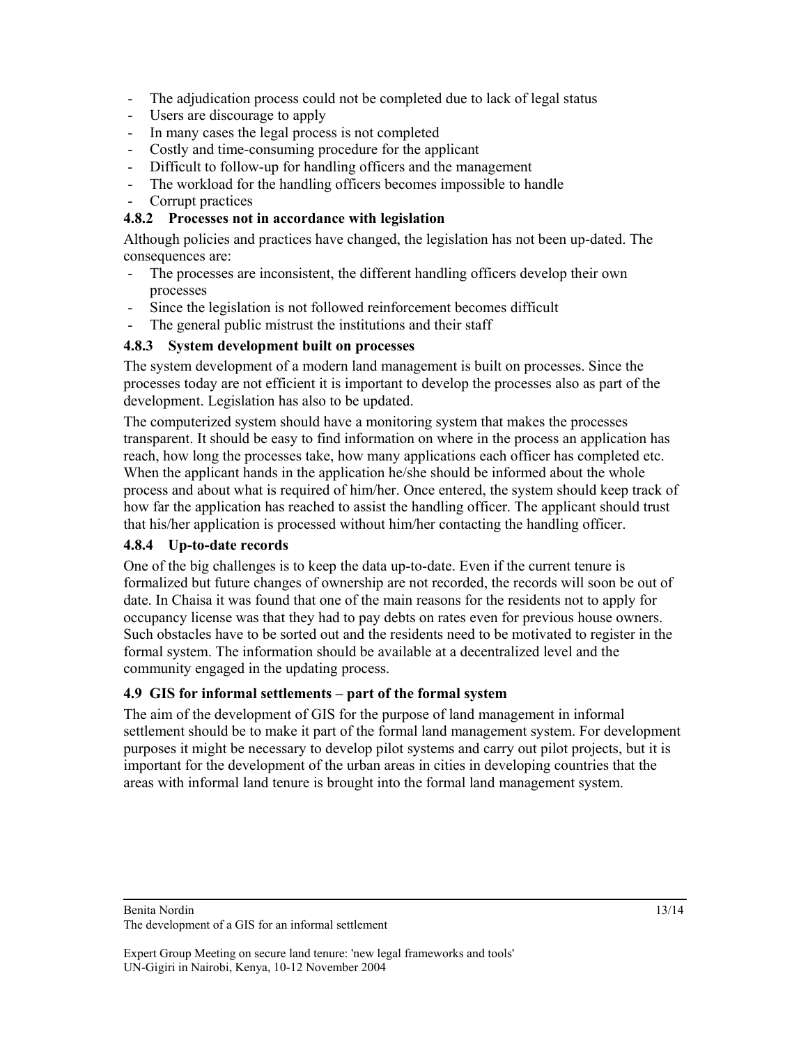- The adjudication process could not be completed due to lack of legal status
- Users are discourage to apply
- In many cases the legal process is not completed
- Costly and time-consuming procedure for the applicant
- Difficult to follow-up for handling officers and the management
- The workload for the handling officers becomes impossible to handle
- Corrupt practices

### 4.8.2 Processes not in accordance with legislation

Although policies and practices have changed, the legislation has not been up-dated. The consequences are:

- The processes are inconsistent, the different handling officers develop their own processes
- Since the legislation is not followed reinforcement becomes difficult
- The general public mistrust the institutions and their staff

### 4.8.3 System development built on processes

The system development of a modern land management is built on processes. Since the processes today are not efficient it is important to develop the processes also as part of the development. Legislation has also to be updated.

The computerized system should have a monitoring system that makes the processes transparent. It should be easy to find information on where in the process an application has reach, how long the processes take, how many applications each officer has completed etc. When the applicant hands in the application he/she should be informed about the whole process and about what is required of him/her. Once entered, the system should keep track of how far the application has reached to assist the handling officer. The applicant should trust that his/her application is processed without him/her contacting the handling officer.

### 4.8.4 Up-to-date records

One of the big challenges is to keep the data up-to-date. Even if the current tenure is formalized but future changes of ownership are not recorded, the records will soon be out of date. In Chaisa it was found that one of the main reasons for the residents not to apply for occupancy license was that they had to pay debts on rates even for previous house owners. Such obstacles have to be sorted out and the residents need to be motivated to register in the formal system. The information should be available at a decentralized level and the community engaged in the updating process.

## 4.9 GIS for informal settlements – part of the formal system

The aim of the development of GIS for the purpose of land management in informal settlement should be to make it part of the formal land management system. For development purposes it might be necessary to develop pilot systems and carry out pilot projects, but it is important for the development of the urban areas in cities in developing countries that the areas with informal land tenure is brought into the formal land management system.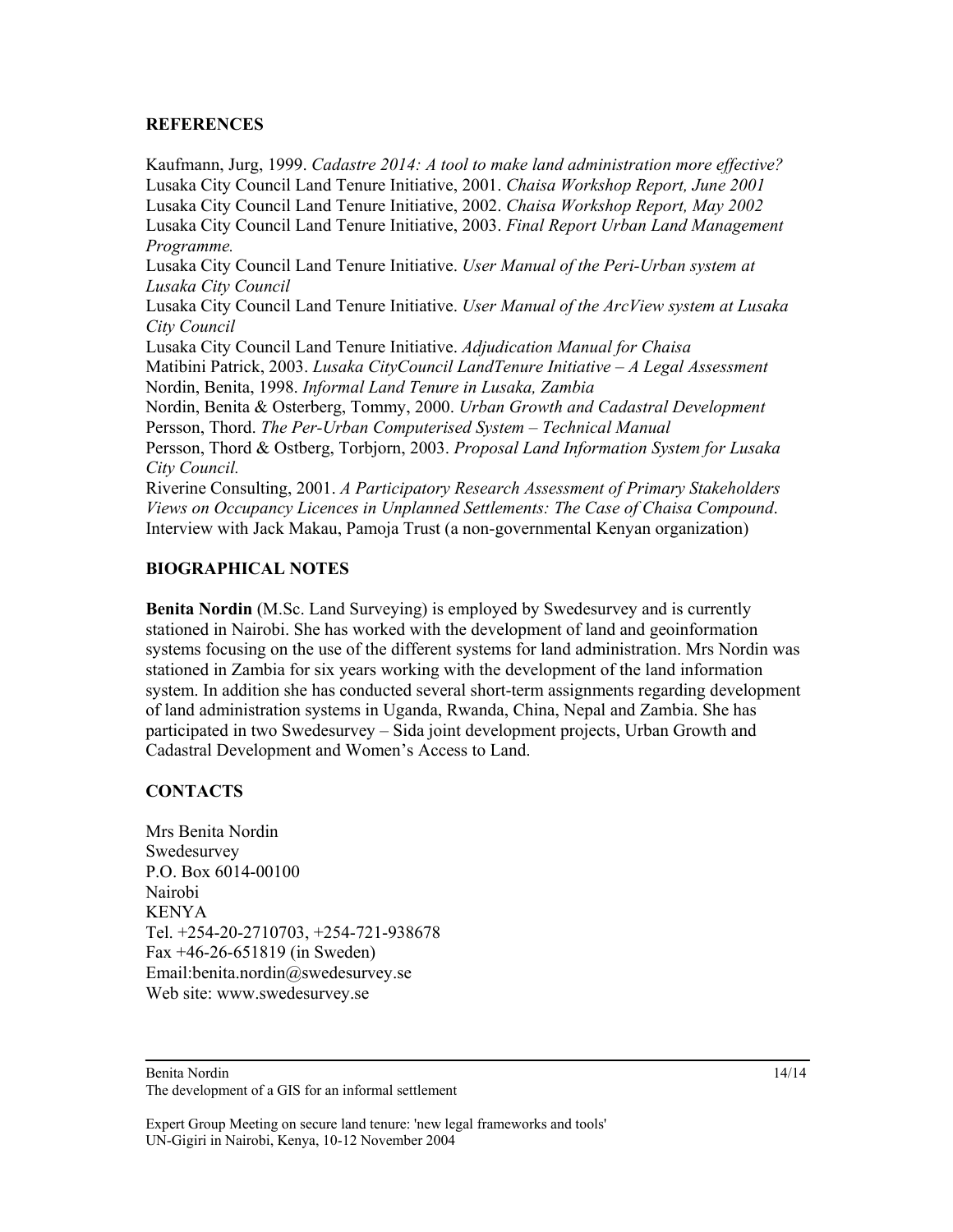## REFERENCES

Kaufmann, Jurg, 1999. *Cadastre 2014: A tool to make land administration more effective?*
Lusaka City Council Land Tenure Initiative, 2001. *Chaisa Workshop Report, June 2001*
Lusaka City Council Land Tenure Initiative, 2002. *Chaisa Workshop Report, May 2002*
Lusaka City Council Land Tenure Initiative, 2003. *Final Report Urban Land Management Programme.*
Lusaka City Council Land Tenure Initiative. *User Manual of the Peri-Urban system at Lusaka City Council*
Lusaka City Council Land Tenure Initiative. *User Manual of the ArcView system at Lusaka City Council*
Lusaka City Council Land Tenure Initiative. *Adjudication Manual for Chaisa*
Matibini Patrick, 2003. *Lusaka CityCouncil LandTenure Initiative – A Legal Assessment*
Nordin, Benita, 1998. *Informal Land Tenure in Lusaka, Zambia*
Nordin, Benita & Osterberg, Tommy, 2000. *Urban Growth and Cadastral Development*
Persson, Thord. *The Per-Urban Computerised System – Technical Manual*
Persson, Thord & Ostberg, Torbjorn, 2003. *Proposal Land Information System for Lusaka City Council.*
Riverine Consulting, 2001. *A Participatory Research Assessment of Primary Stakeholders Views on Occupancy Licences in Unplanned Settlements: The Case of Chaisa Compound*.
Interview with Jack Makau, Pamoja Trust (a non-governmental Kenyan organization)

## BIOGRAPHICAL NOTES

**Benita Nordin** (M.Sc. Land Surveying) is employed by Swedesurvey and is currently stationed in Nairobi. She has worked with the development of land and geoinformation systems focusing on the use of the different systems for land administration. Mrs Nordin was stationed in Zambia for six years working with the development of the land information system. In addition she has conducted several short-term assignments regarding development of land administration systems in Uganda, Rwanda, China, Nepal and Zambia. She has participated in two Swedesurvey – Sida joint development projects, Urban Growth and Cadastral Development and Women's Access to Land.

## CONTACTS

Mrs Benita Nordin
Swedesurvey
P.O. Box 6014-00100
Nairobi
KENYA
Tel. +254-20-2710703, +254-721-938678
Fax +46-26-651819 (in Sweden)
Email:benita.nordin@swedesurvey.se
Web site: www.swedesurvey.se